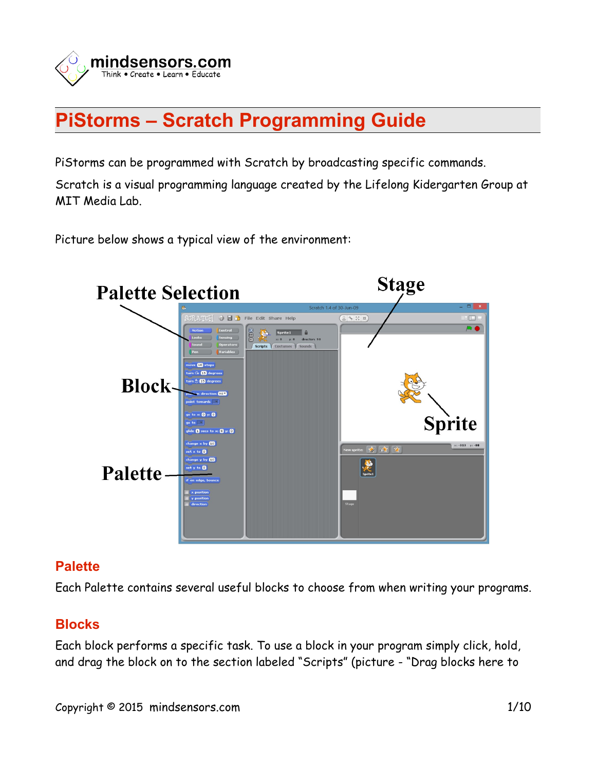# PiStorms – Scratch Programming Guide

PiStorms can be programmed with Scratch by broadcasting specific commands.

Scratch is a visual programming language created by the Lifelong Kindergarten Group at MIT Media Lab.

Picture below shows a typical view of the environment:

## Palette

Each Palette contains several useful blocks to choose from when writing your programs.

## Blocks

Each block performs a specific task. To use a block in your program simply click, hold, and drag the block on to the section labeled "Scripts" (picture - "Drag blocks here to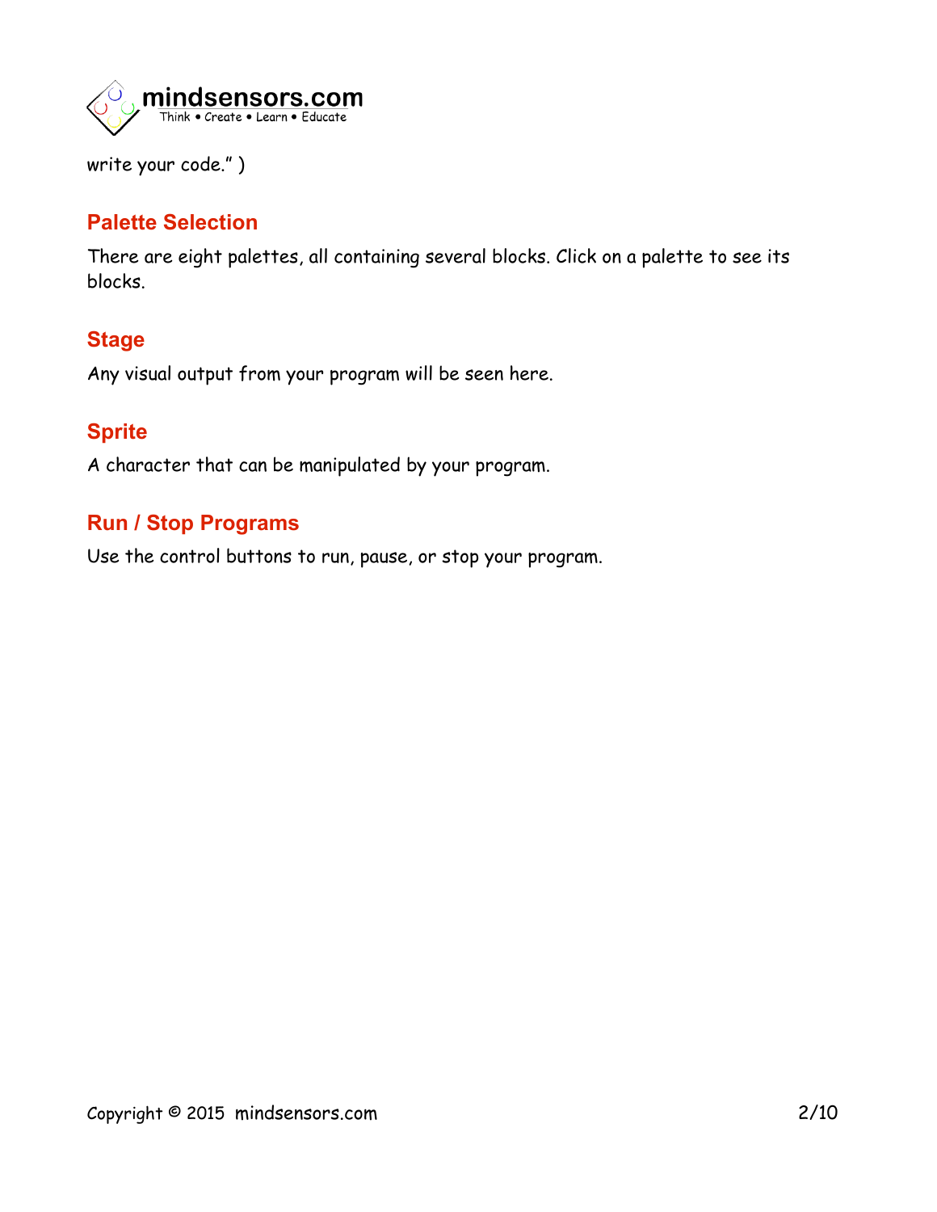write your code." )

## Palette Selection

There are eight palettes, all containing several blocks. Click on a palette to see its blocks.

## Stage

Any visual output from your program will be seen here.

## Sprite

A character that can be manipulated by your program.

## Run / Stop Programs

Use the control buttons to run, pause, or stop your program.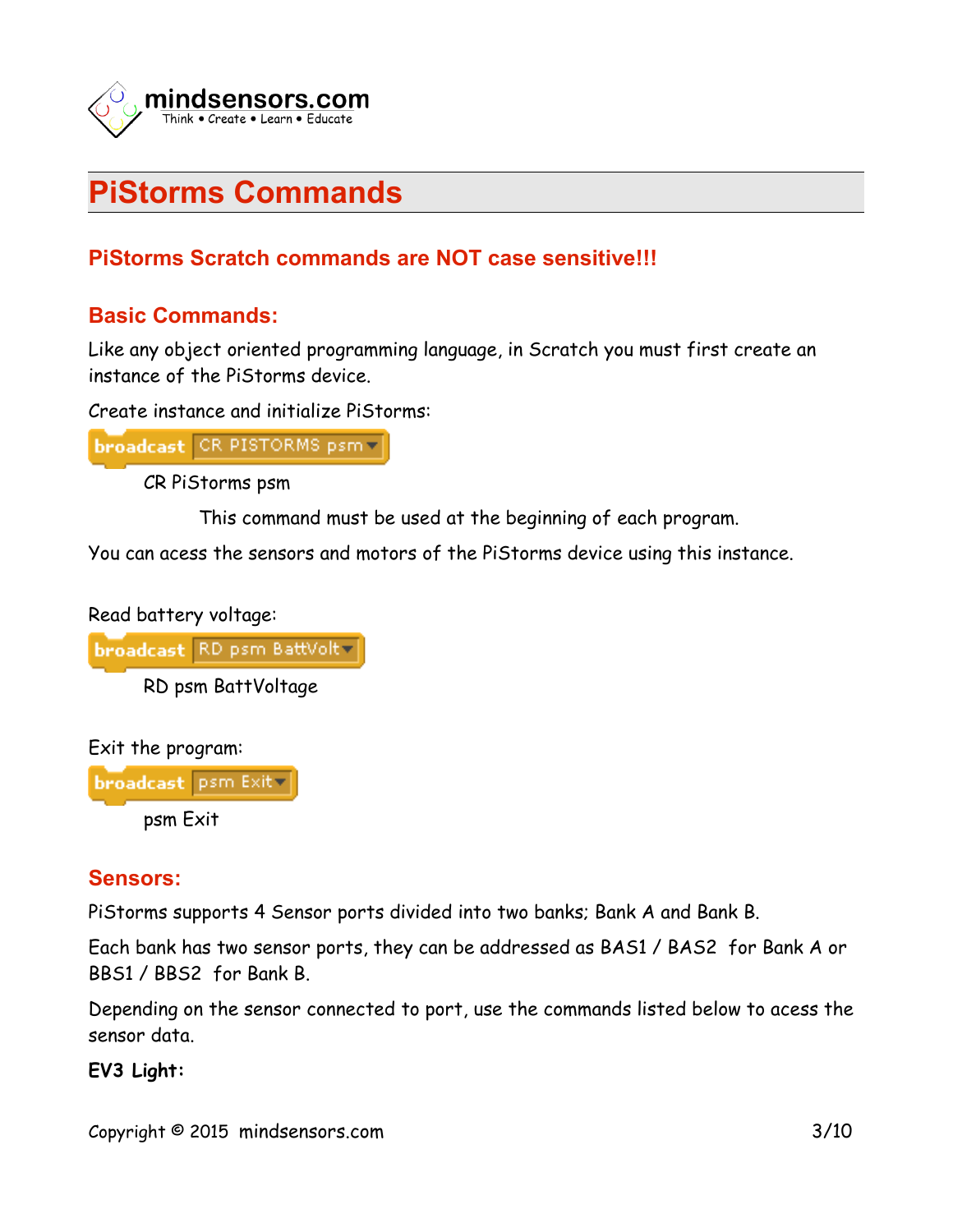# PiStorms Commands

## PiStorms Scratch commands are NOT case sensitive!!!

## Basic Commands:

Like any object oriented programming language, in Scratch you must first create an instance of the PiStorms device.

Create instance and initialize PiStorms:

broadcast CR PISTORMS psm

CR PiStorms psm

This command must be used at the beginning of each program.

You can acess the sensors and motors of the PiStorms device using this instance.

Read battery voltage:

broadcast RD psm BattVolt

RD psm BattVoltage

Exit the program:

broadcast psm Exit

psm Exit

## Sensors:

PiStorms supports 4 Sensor ports divided into two banks; Bank A and Bank B.

Each bank has two sensor ports, they can be addressed as BAS1 / BAS2 for Bank A or BBS1 / BBS2 for Bank B.

Depending on the sensor connected to port, use the commands listed below to acess the sensor data.

**EV3 Light:**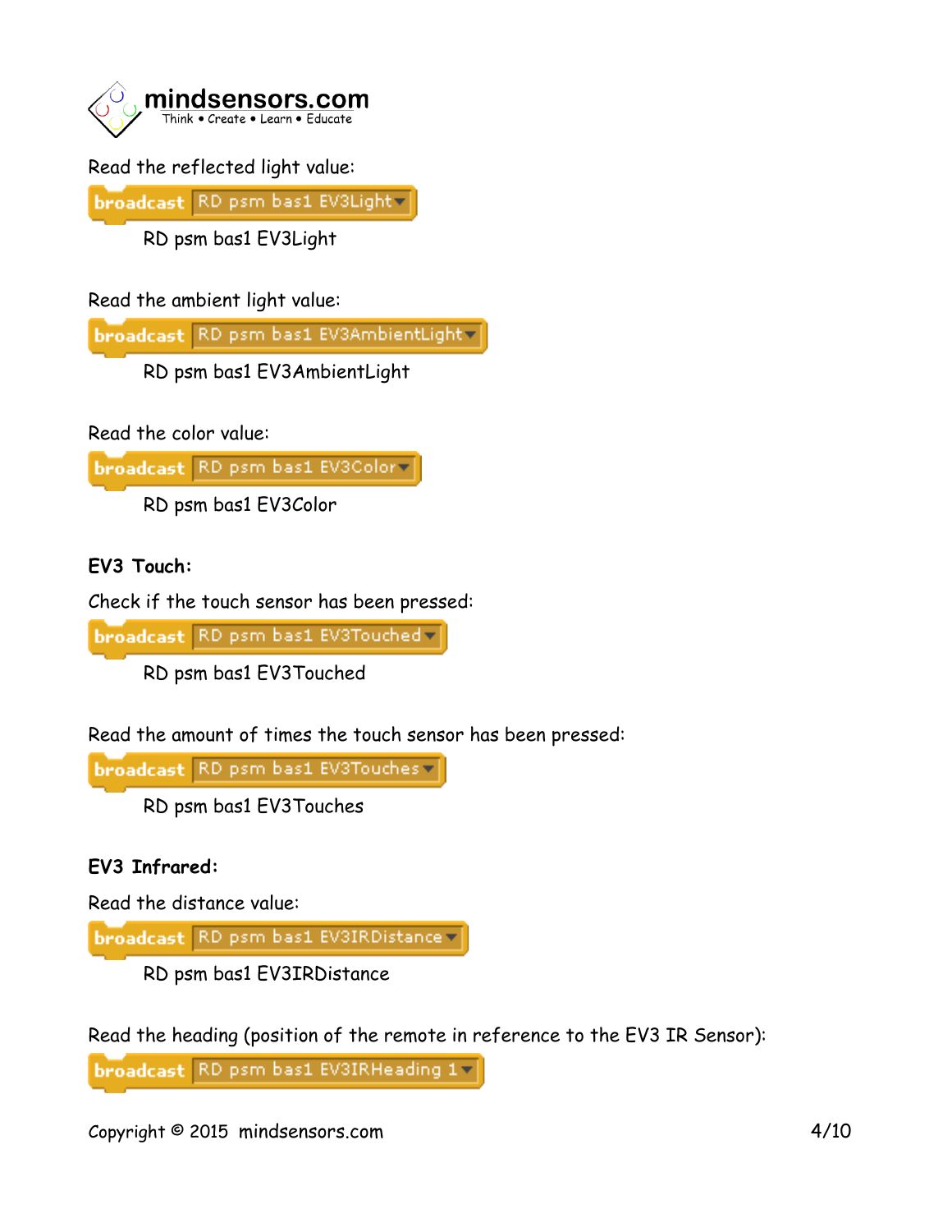Read the reflected light value:

broadcast RD psm bas1 EV3Light

RD psm bas1 EV3Light

Read the ambient light value:

broadcast RD psm bas1 EV3AmbientLight

RD psm bas1 EV3AmbientLight

Read the color value:

broadcast RD psm bas1 EV3Color

RD psm bas1 EV3Color

**EV3 Touch:**

Check if the touch sensor has been pressed:

broadcast RD psm bas1 EV3Touched

RD psm bas1 EV3Touched

Read the amount of times the touch sensor has been pressed:

broadcast RD psm bas1 EV3Touches

RD psm bas1 EV3Touches

**EV3 Infrared:**

Read the distance value:

broadcast RD psm bas1 EV3IRDistance

RD psm bas1 EV3IRDistance

Read the heading (position of the remote in reference to the EV3 IR Sensor):

broadcast RD psm bas1 EV3IRHeading 1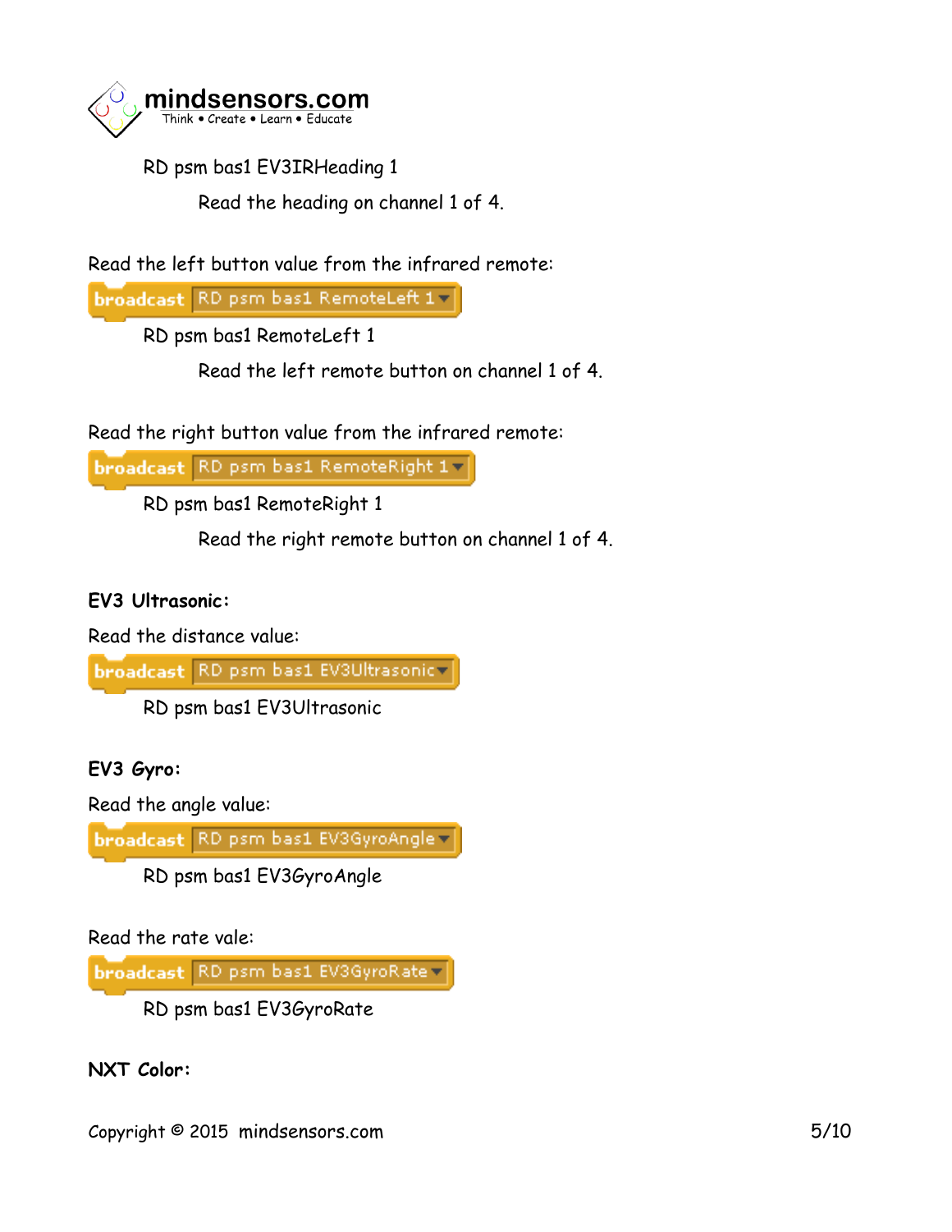RD psm bas1 EV3IRHeading 1

Read the heading on channel 1 of 4.

Read the left button value from the infrared remote:

broadcast RD psm bas1 RemoteLeft 1

RD psm bas1 RemoteLeft 1

Read the left remote button on channel 1 of 4.

Read the right button value from the infrared remote:

broadcast RD psm bas1 RemoteRight 1

RD psm bas1 RemoteRight 1

Read the right remote button on channel 1 of 4.

**EV3 Ultrasonic:**

Read the distance value:

broadcast RD psm bas1 EV3Ultrasonic

RD psm bas1 EV3Ultrasonic

**EV3 Gyro:**

Read the angle value:

broadcast RD psm bas1 EV3GyroAngle

RD psm bas1 EV3GyroAngle

Read the rate vale:

broadcast RD psm bas1 EV3GyroRate

RD psm bas1 EV3GyroRate

**NXT Color:**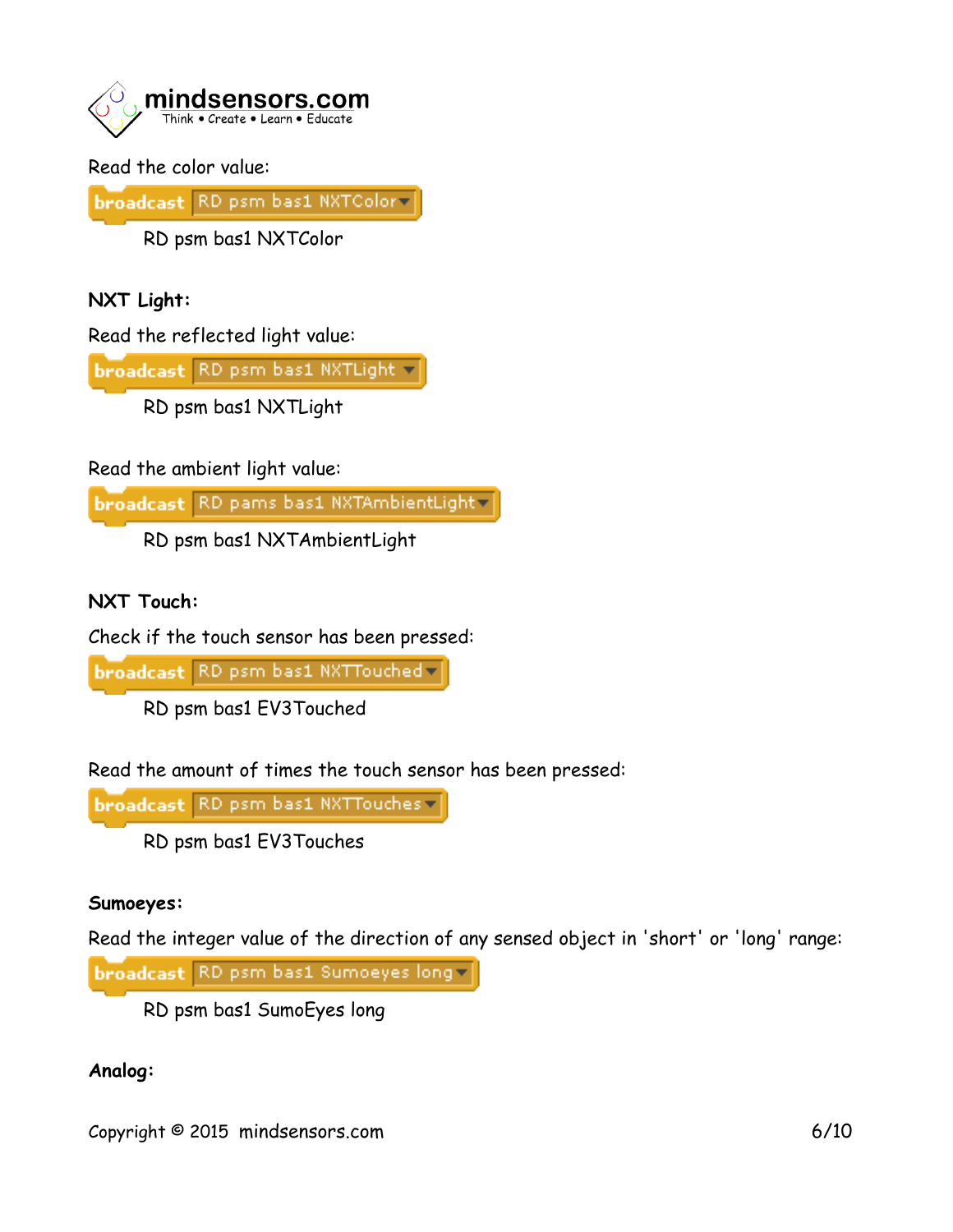Read the color value:

broadcast RD psm bas1 NXTColor

RD psm bas1 NXTColor

**NXT Light:**

Read the reflected light value:

broadcast RD psm bas1 NXTLight

RD psm bas1 NXTLight

Read the ambient light value:

broadcast RD pams bas1 NXTAmbientLight

RD psm bas1 NXTAmbientLight

**NXT Touch:**

Check if the touch sensor has been pressed:

broadcast RD psm bas1 NXTTouched

RD psm bas1 EV3Touched

Read the amount of times the touch sensor has been pressed:

broadcast RD psm bas1 NXTTouches

RD psm bas1 EV3Touches

**Sumoeyes:**

Read the integer value of the direction of any sensed object in 'short' or 'long' range:

broadcast RD psm bas1 Sumoeyes long

RD psm bas1 SumoEyes long

**Analog:**

Copyright © 2015 mindsensors.com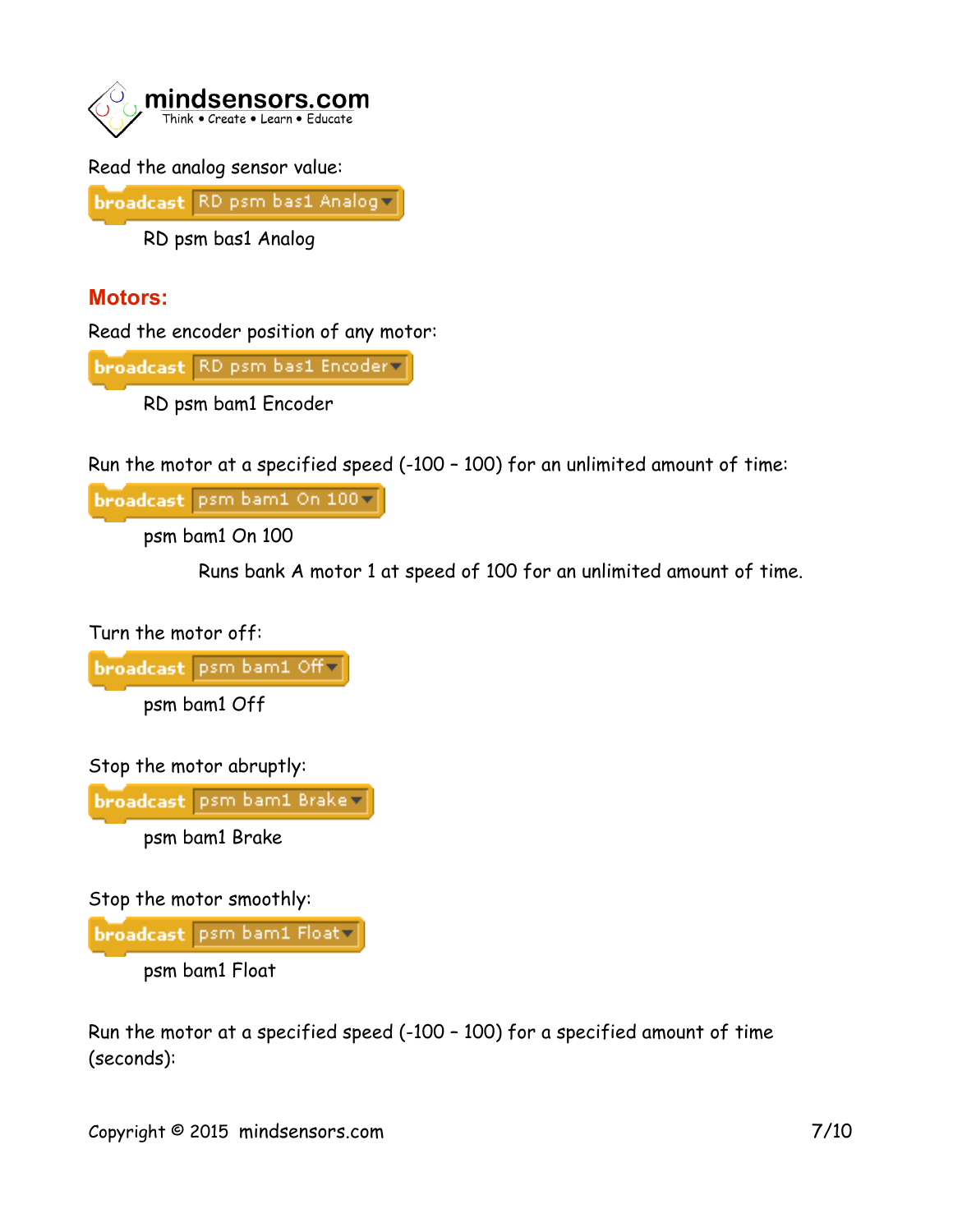Read the analog sensor value:

broadcast RD psm bas1 Analog

RD psm bas1 Analog

## Motors:

Read the encoder position of any motor:

broadcast RD psm bas1 Encoder

RD psm bam1 Encoder

Run the motor at a specified speed (-100 – 100) for an unlimited amount of time:

broadcast psm bam1 On 100

psm bam1 On 100

Runs bank A motor 1 at speed of 100 for an unlimited amount of time.

Turn the motor off:

broadcast psm bam1 Off

psm bam1 Off

Stop the motor abruptly:

broadcast psm bam1 Brake

psm bam1 Brake

Stop the motor smoothly:

broadcast psm bam1 Float

psm bam1 Float

Run the motor at a specified speed (-100 – 100) for a specified amount of time (seconds):

Copyright © 2015 mindsensors.com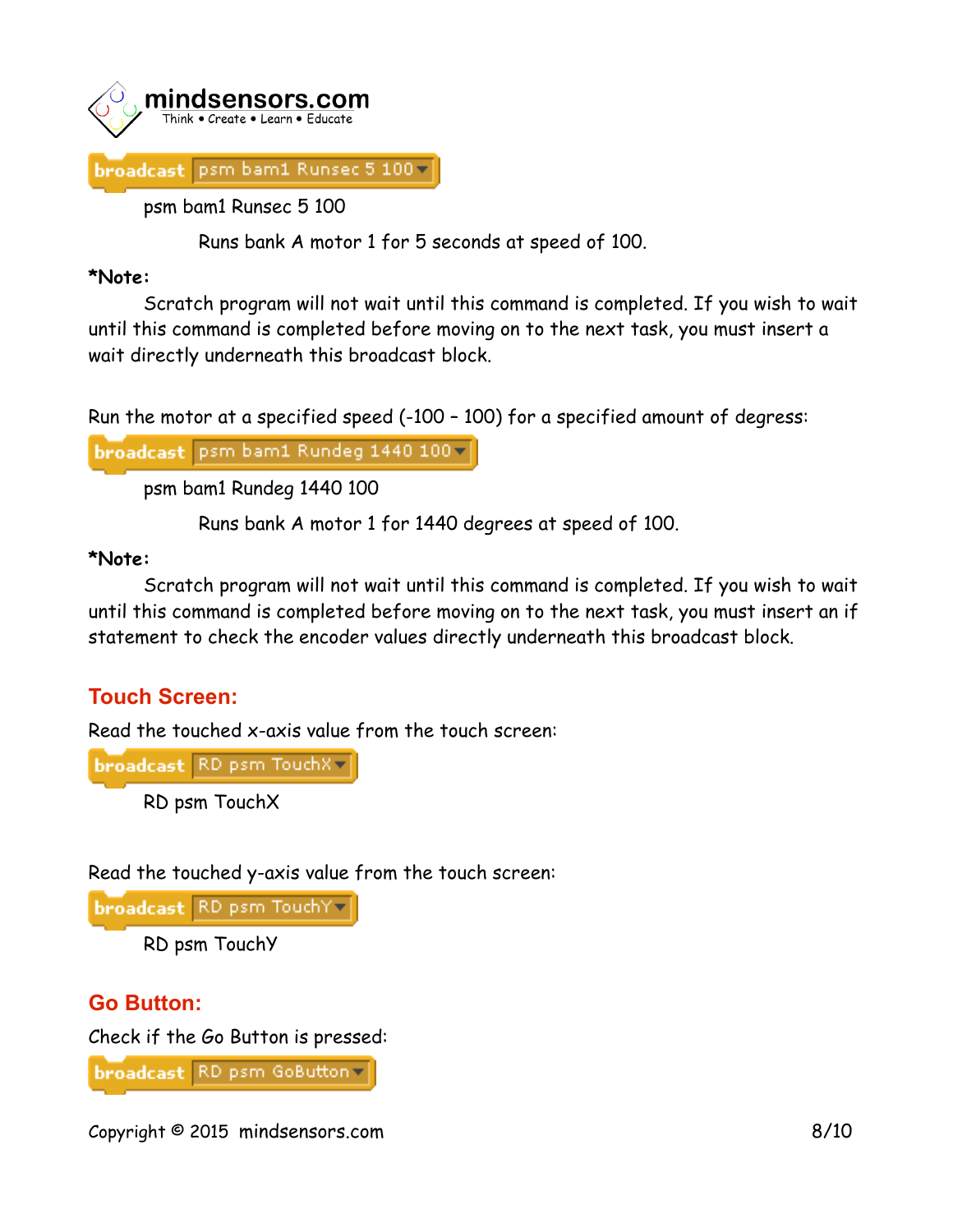broadcast psm bam1 Runsec 5 100

psm bam1 Runsec 5 100

Runs bank A motor 1 for 5 seconds at speed of 100.

**\*Note:**

Scratch program will not wait until this command is completed. If you wish to wait until this command is completed before moving on to the next task, you must insert a wait directly underneath this broadcast block.

Run the motor at a specified speed (-100 – 100) for a specified amount of degress:

broadcast psm bam1 Rundeg 1440 100

psm bam1 Rundeg 1440 100

Runs bank A motor 1 for 1440 degrees at speed of 100.

**\*Note:**

Scratch program will not wait until this command is completed. If you wish to wait until this command is completed before moving on to the next task, you must insert an if statement to check the encoder values directly underneath this broadcast block.

## Touch Screen:

Read the touched x-axis value from the touch screen:

broadcast RD psm TouchX

RD psm TouchX

Read the touched y-axis value from the touch screen:

broadcast RD psm TouchY

RD psm TouchY

## Go Button:

Check if the Go Button is pressed:

broadcast RD psm GoButton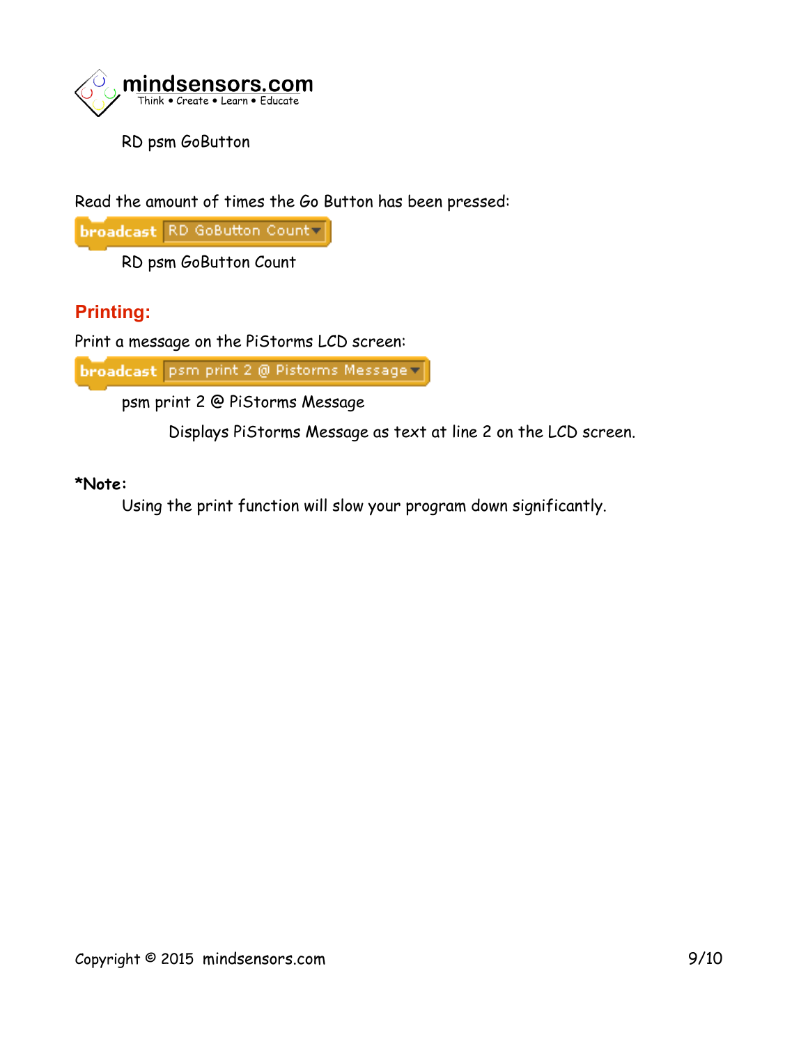RD psm GoButton

Read the amount of times the Go Button has been pressed:

broadcast RD GoButton Count

RD psm GoButton Count

## Printing:

Print a message on the PiStorms LCD screen:

broadcast psm print 2 @ Pistorms Message

psm print 2 @ PiStorms Message

Displays PiStorms Message as text at line 2 on the LCD screen.

**\*Note**:

Using the print function will slow your program down significantly.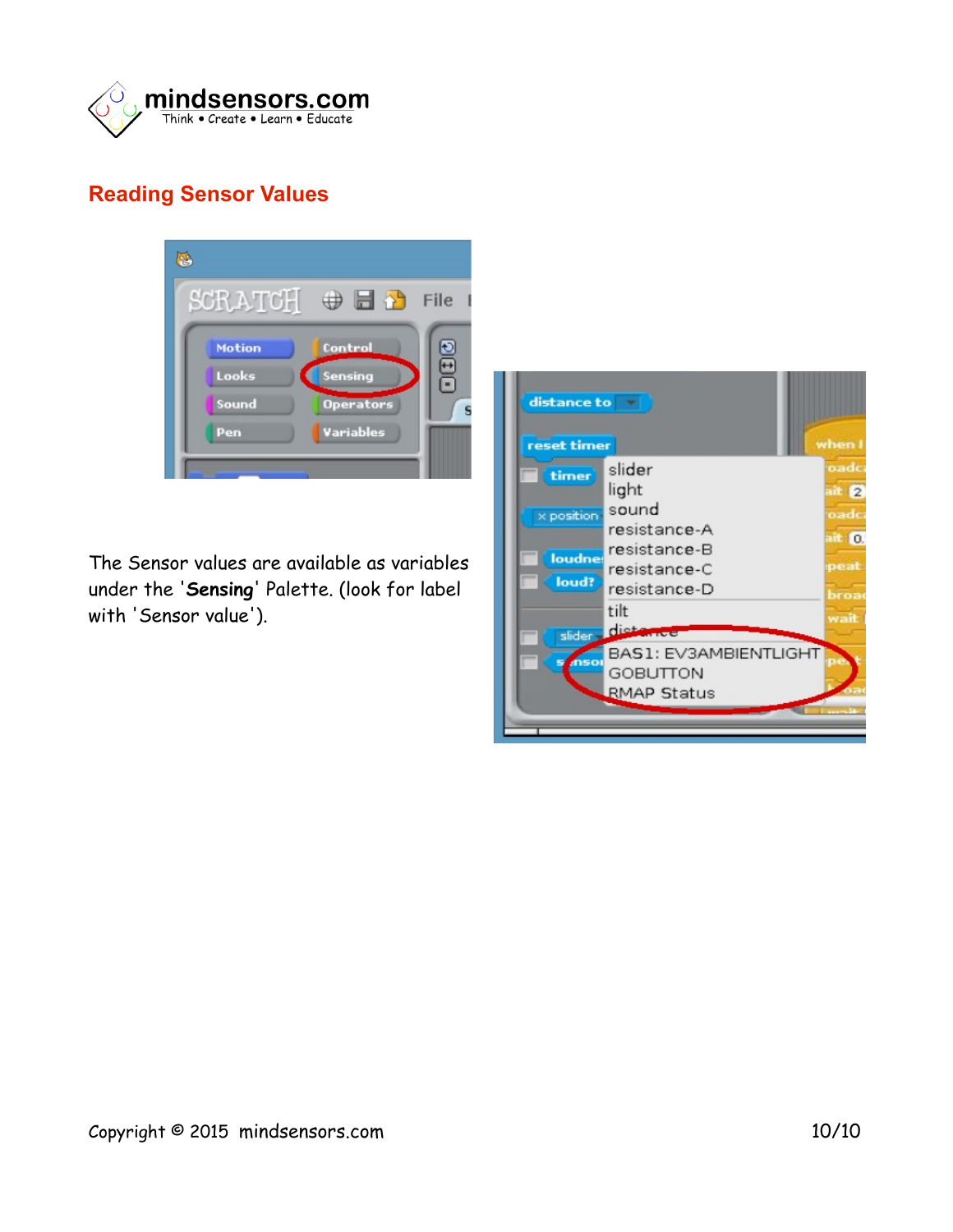## Reading Sensor Values

The Sensor values are available as variables under the '**Sensing**' Palette. (look for label with 'Sensor value').

Copyright © 2015 mindsensors.com